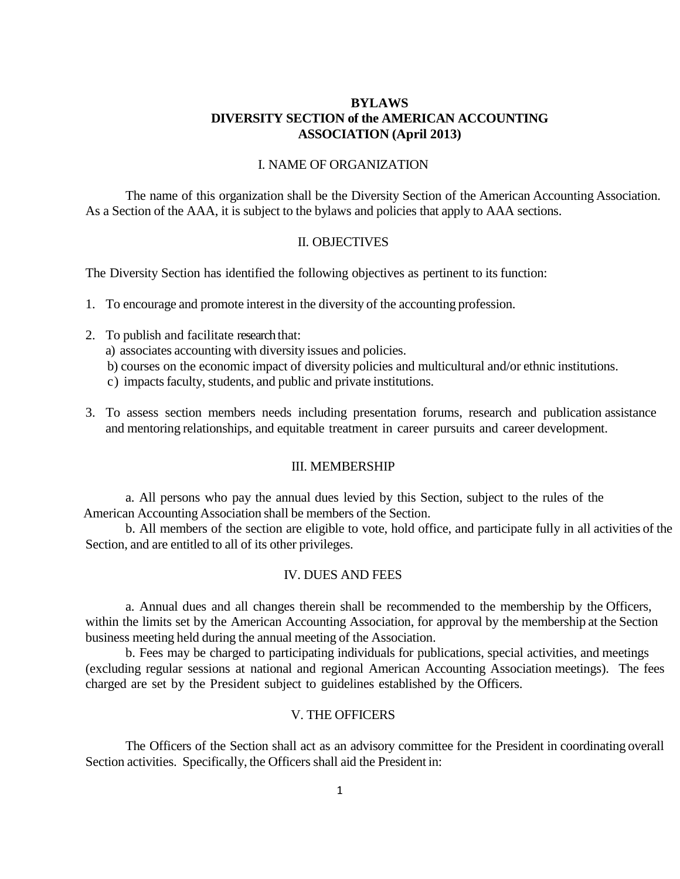**BYLAWS**
**DIVERSITY SECTION of the AMERICAN ACCOUNTING ASSOCIATION (April 2013)**

## I. NAME OF ORGANIZATION

The name of this organization shall be the Diversity Section of the American Accounting Association. As a Section of the AAA, it is subject to the bylaws and policies that apply to AAA sections.

## II. OBJECTIVES

The Diversity Section has identified the following objectives as pertinent to its function:

1. To encourage and promote interest in the diversity of the accounting profession.

2. To publish and facilitate research that:
   a) associates accounting with diversity issues and policies.
   b) courses on the economic impact of diversity policies and multicultural and/or ethnic institutions.
   c) impacts faculty, students, and public and private institutions.

3. To assess section members needs including presentation forums, research and publication assistance and mentoring relationships, and equitable treatment in career pursuits and career development.

## III. MEMBERSHIP

a. All persons who pay the annual dues levied by this Section, subject to the rules of the American Accounting Association shall be members of the Section.

b. All members of the section are eligible to vote, hold office, and participate fully in all activities of the Section, and are entitled to all of its other privileges.

## IV. DUES AND FEES

a. Annual dues and all changes therein shall be recommended to the membership by the Officers, within the limits set by the American Accounting Association, for approval by the membership at the Section business meeting held during the annual meeting of the Association.

b. Fees may be charged to participating individuals for publications, special activities, and meetings (excluding regular sessions at national and regional American Accounting Association meetings). The fees charged are set by the President subject to guidelines established by the Officers.

## V. THE OFFICERS

The Officers of the Section shall act as an advisory committee for the President in coordinating overall Section activities. Specifically, the Officers shall aid the President in: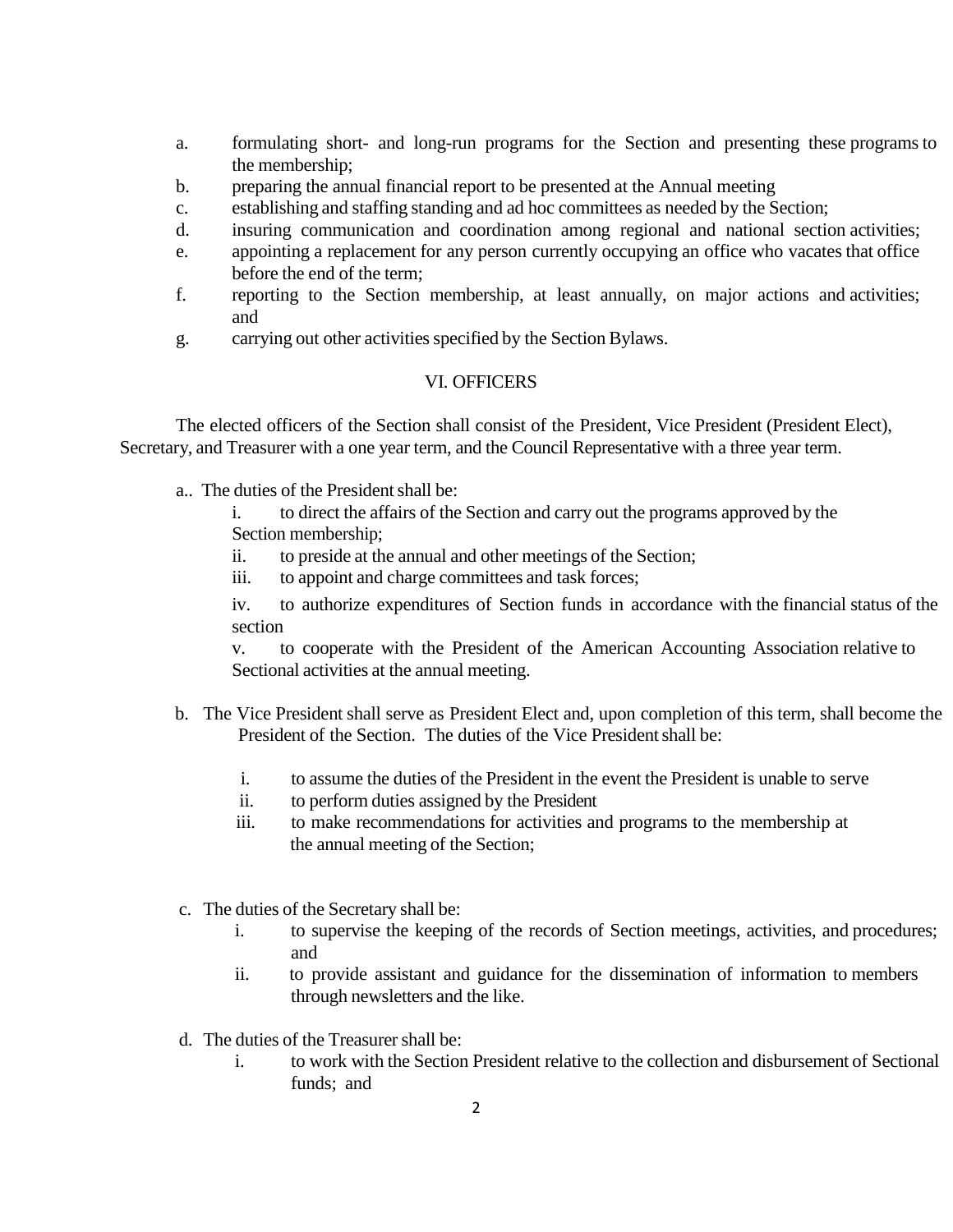a. formulating short- and long-run programs for the Section and presenting these programs to the membership;
b. preparing the annual financial report to be presented at the Annual meeting
c. establishing and staffing standing and ad hoc committees as needed by the Section;
d. insuring communication and coordination among regional and national section activities;
e. appointing a replacement for any person currently occupying an office who vacates that office before the end of the term;
f. reporting to the Section membership, at least annually, on major actions and activities; and
g. carrying out other activities specified by the Section Bylaws.

## VI. OFFICERS

The elected officers of the Section shall consist of the President, Vice President (President Elect), Secretary, and Treasurer with a one year term, and the Council Representative with a three year term.

a.. The duties of the President shall be:

i. to direct the affairs of the Section and carry out the programs approved by the Section membership;
ii. to preside at the annual and other meetings of the Section;
iii. to appoint and charge committees and task forces;
iv. to authorize expenditures of Section funds in accordance with the financial status of the section
v. to cooperate with the President of the American Accounting Association relative to Sectional activities at the annual meeting.

b. The Vice President shall serve as President Elect and, upon completion of this term, shall become the President of the Section. The duties of the Vice President shall be:

i. to assume the duties of the President in the event the President is unable to serve
ii. to perform duties assigned by the President
iii. to make recommendations for activities and programs to the membership at the annual meeting of the Section;

c. The duties of the Secretary shall be:

i. to supervise the keeping of the records of Section meetings, activities, and procedures; and
ii. to provide assistant and guidance for the dissemination of information to members through newsletters and the like.

d. The duties of the Treasurer shall be:

i. to work with the Section President relative to the collection and disbursement of Sectional funds; and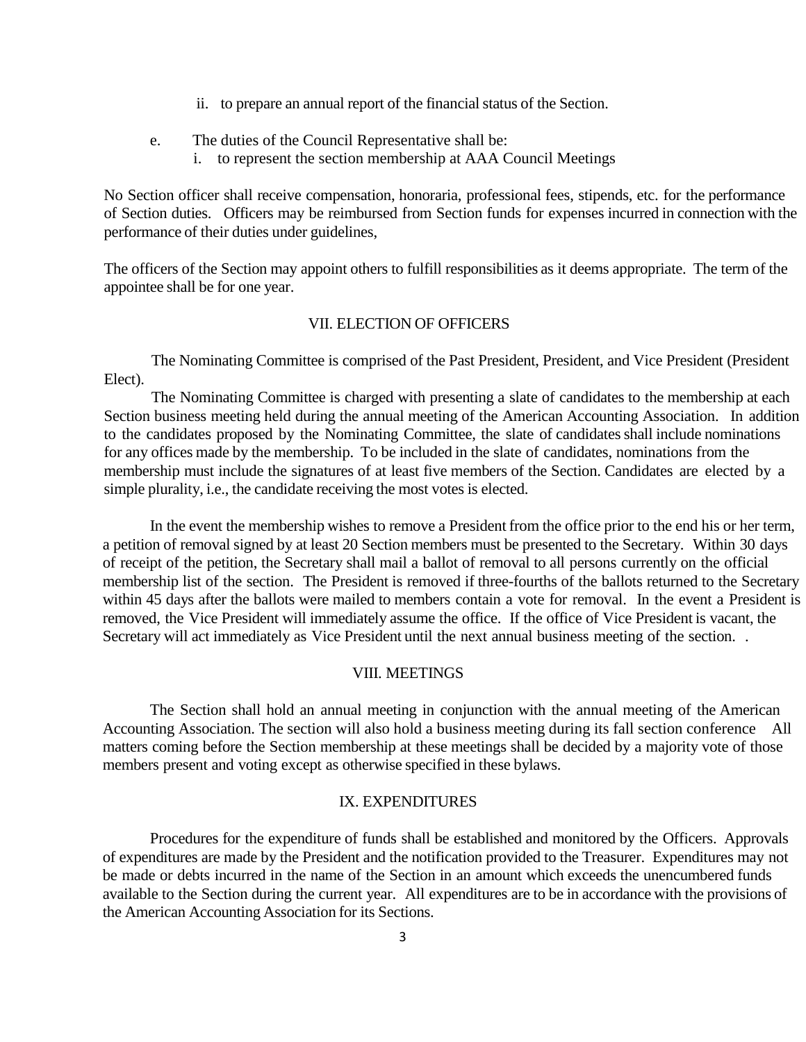ii. to prepare an annual report of the financial status of the Section.

e. The duties of the Council Representative shall be:
   i. to represent the section membership at AAA Council Meetings

No Section officer shall receive compensation, honoraria, professional fees, stipends, etc. for the performance of Section duties. Officers may be reimbursed from Section funds for expenses incurred in connection with the performance of their duties under guidelines,

The officers of the Section may appoint others to fulfill responsibilities as it deems appropriate. The term of the appointee shall be for one year.

## VII. ELECTION OF OFFICERS

The Nominating Committee is comprised of the Past President, President, and Vice President (President Elect).

The Nominating Committee is charged with presenting a slate of candidates to the membership at each Section business meeting held during the annual meeting of the American Accounting Association. In addition to the candidates proposed by the Nominating Committee, the slate of candidates shall include nominations for any offices made by the membership. To be included in the slate of candidates, nominations from the membership must include the signatures of at least five members of the Section. Candidates are elected by a simple plurality, i.e., the candidate receiving the most votes is elected.

In the event the membership wishes to remove a President from the office prior to the end his or her term, a petition of removal signed by at least 20 Section members must be presented to the Secretary. Within 30 days of receipt of the petition, the Secretary shall mail a ballot of removal to all persons currently on the official membership list of the section. The President is removed if three-fourths of the ballots returned to the Secretary within 45 days after the ballots were mailed to members contain a vote for removal. In the event a President is removed, the Vice President will immediately assume the office. If the office of Vice President is vacant, the Secretary will act immediately as Vice President until the next annual business meeting of the section. .

## VIII. MEETINGS

The Section shall hold an annual meeting in conjunction with the annual meeting of the American Accounting Association. The section will also hold a business meeting during its fall section conference All matters coming before the Section membership at these meetings shall be decided by a majority vote of those members present and voting except as otherwise specified in these bylaws.

## IX. EXPENDITURES

Procedures for the expenditure of funds shall be established and monitored by the Officers. Approvals of expenditures are made by the President and the notification provided to the Treasurer. Expenditures may not be made or debts incurred in the name of the Section in an amount which exceeds the unencumbered funds available to the Section during the current year. All expenditures are to be in accordance with the provisions of the American Accounting Association for its Sections.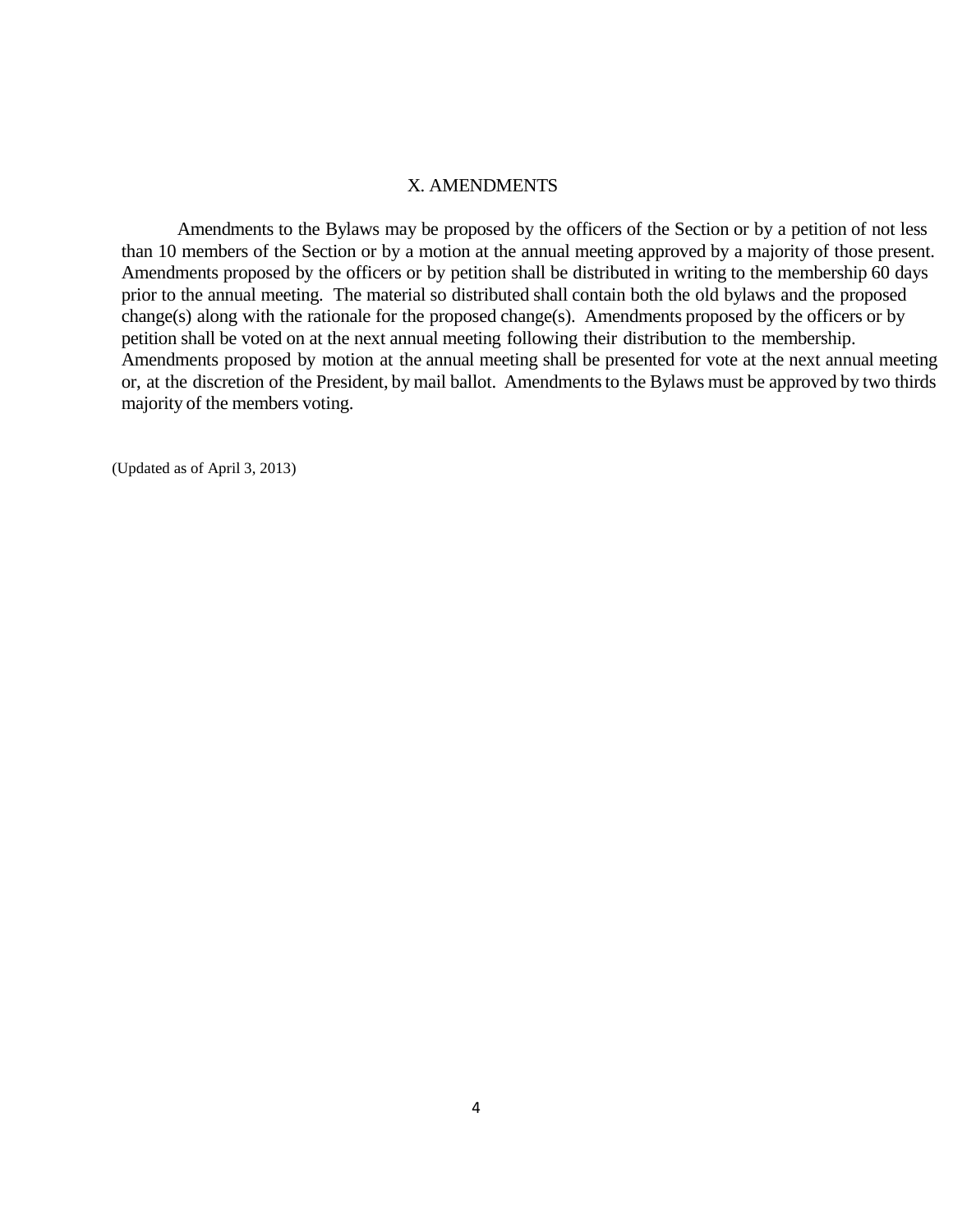## X. AMENDMENTS

Amendments to the Bylaws may be proposed by the officers of the Section or by a petition of not less than 10 members of the Section or by a motion at the annual meeting approved by a majority of those present. Amendments proposed by the officers or by petition shall be distributed in writing to the membership 60 days prior to the annual meeting. The material so distributed shall contain both the old bylaws and the proposed change(s) along with the rationale for the proposed change(s). Amendments proposed by the officers or by petition shall be voted on at the next annual meeting following their distribution to the membership. Amendments proposed by motion at the annual meeting shall be presented for vote at the next annual meeting or, at the discretion of the President, by mail ballot. Amendments to the Bylaws must be approved by two thirds majority of the members voting.

(Updated as of April 3, 2013)